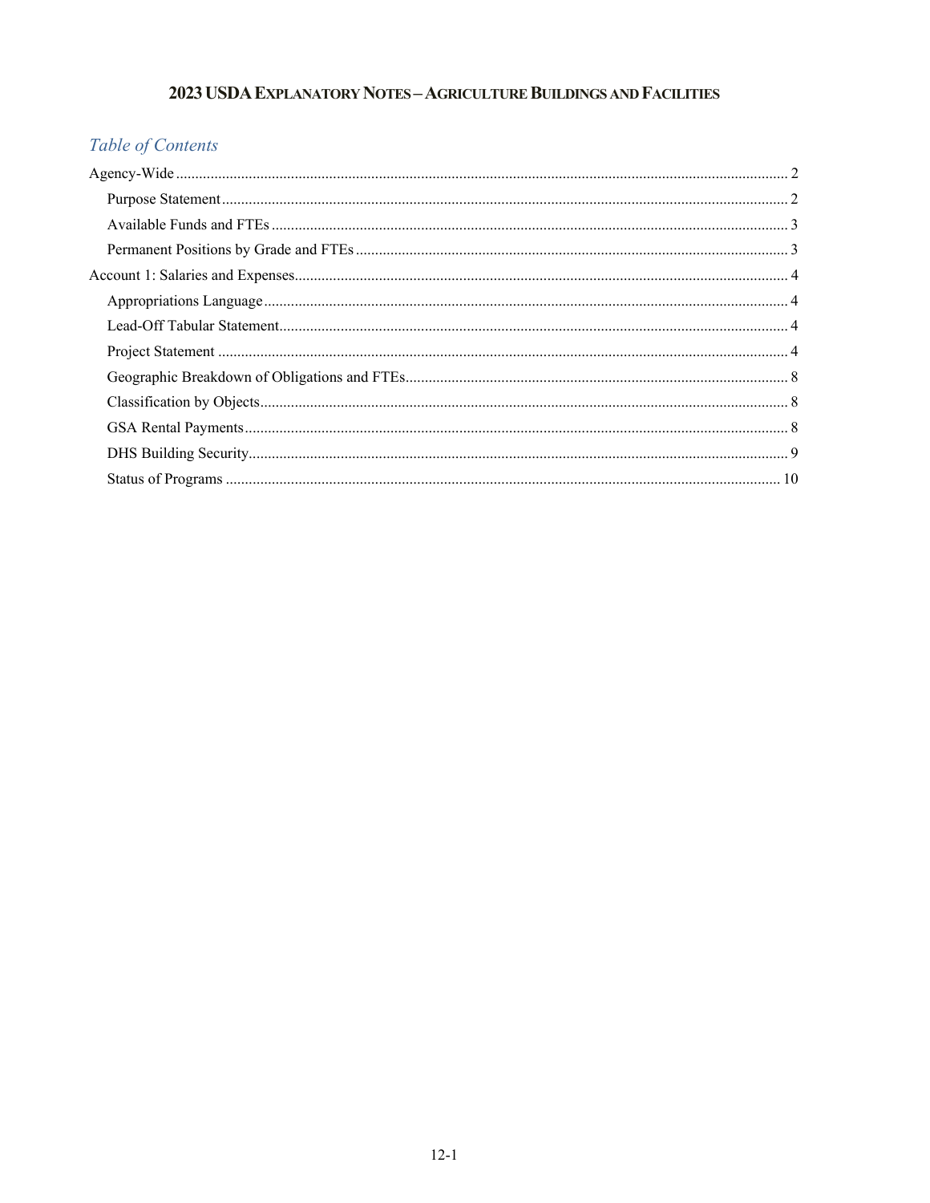# 2023 USDA EXPLANATORY NOTES – AGRICULTURE BUILDINGS AND FACILITIES

## *Table of Contents*

Agency-Wide ..... 2
- Purpose Statement ..... 2
- Available Funds and FTEs ..... 3
- Permanent Positions by Grade and FTEs ..... 3

Account 1: Salaries and Expenses ..... 4
- Appropriations Language ..... 4
- Lead-Off Tabular Statement ..... 4
- Project Statement ..... 4
- Geographic Breakdown of Obligations and FTEs ..... 8
- Classification by Objects ..... 8
- GSA Rental Payments ..... 8
- DHS Building Security ..... 9
- Status of Programs ..... 10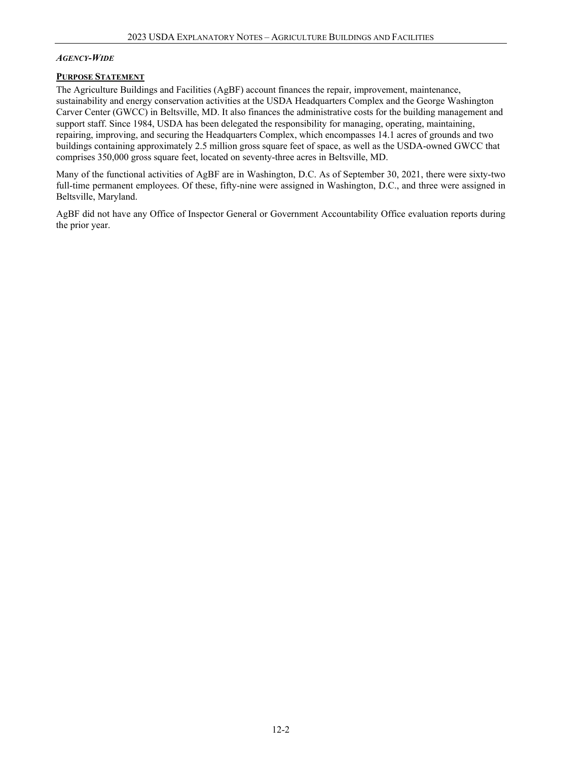## *Agency-Wide*

### Purpose Statement

The Agriculture Buildings and Facilities (AgBF) account finances the repair, improvement, maintenance, sustainability and energy conservation activities at the USDA Headquarters Complex and the George Washington Carver Center (GWCC) in Beltsville, MD. It also finances the administrative costs for the building management and support staff. Since 1984, USDA has been delegated the responsibility for managing, operating, maintaining, repairing, improving, and securing the Headquarters Complex, which encompasses 14.1 acres of grounds and two buildings containing approximately 2.5 million gross square feet of space, as well as the USDA-owned GWCC that comprises 350,000 gross square feet, located on seventy-three acres in Beltsville, MD.

Many of the functional activities of AgBF are in Washington, D.C. As of September 30, 2021, there were sixty-two full-time permanent employees. Of these, fifty-nine were assigned in Washington, D.C., and three were assigned in Beltsville, Maryland.

AgBF did not have any Office of Inspector General or Government Accountability Office evaluation reports during the prior year.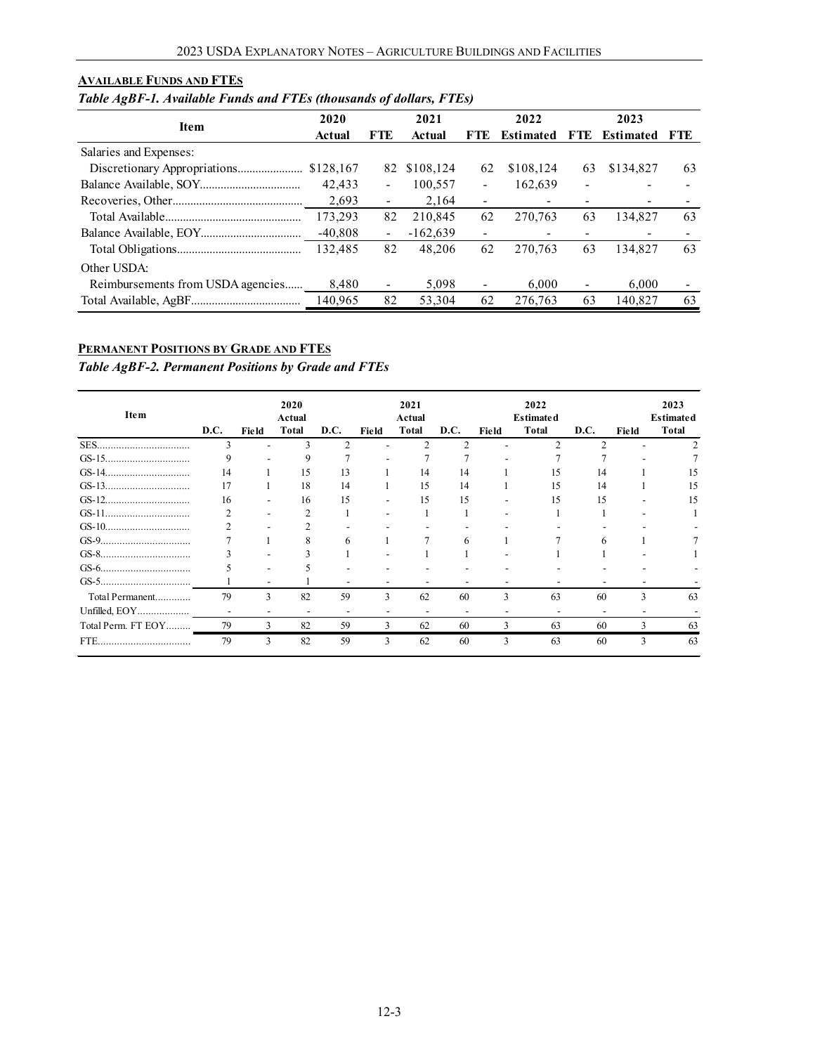## AVAILABLE FUNDS AND FTES

### *Table AgBF-1. Available Funds and FTEs (thousands of dollars, FTEs)*

| Item | 2020 Actual | FTE | 2021 Actual | FTE | 2022 Estimated | FTE | 2023 Estimated | FTE |
|---|---|---|---|---|---|---|---|---|
| Salaries and Expenses: | | | | | | | | |
| Discretionary Appropriations | $128,167 | 82 | $108,124 | 62 | $108,124 | 63 | $134,827 | 63 |
| Balance Available, SOY | 42,433 | - | 100,557 | - | 162,639 | - | - | - |
| Recoveries, Other | 2,693 | - | 2,164 | - | - | - | - | - |
| Total Available | 173,293 | 82 | 210,845 | 62 | 270,763 | 63 | 134,827 | 63 |
| Balance Available, EOY | -40,808 | - | -162,639 | - | - | - | - | - |
| Total Obligations | 132,485 | 82 | 48,206 | 62 | 270,763 | 63 | 134,827 | 63 |
| Other USDA: | | | | | | | | |
| Reimbursements from USDA agencies | 8,480 | - | 5,098 | - | 6,000 | - | 6,000 | - |
| Total Available, AgBF | 140,965 | 82 | 53,304 | 62 | 276,763 | 63 | 140,827 | 63 |

## PERMANENT POSITIONS BY GRADE AND FTES

### *Table AgBF-2. Permanent Positions by Grade and FTEs*

| Item | D.C. | Field | 2020 Actual Total | D.C. | Field | 2021 Actual Total | D.C. | Field | 2022 Estimated Total | D.C. | Field | 2023 Estimated Total |
|---|---|---|---|---|---|---|---|---|---|---|---|---|
| SES | 3 | - | 3 | 2 | - | 2 | 2 | - | 2 | 2 | - | 2 |
| GS-15 | 9 | - | 9 | 7 | - | 7 | 7 | - | 7 | 7 | - | 7 |
| GS-14 | 14 | 1 | 15 | 13 | 1 | 14 | 14 | 1 | 15 | 14 | 1 | 15 |
| GS-13 | 17 | 1 | 18 | 14 | 1 | 15 | 14 | 1 | 15 | 14 | 1 | 15 |
| GS-12 | 16 | - | 16 | 15 | - | 15 | 15 | - | 15 | 15 | - | 15 |
| GS-11 | 2 | - | 2 | 1 | - | 1 | 1 | - | 1 | 1 | - | 1 |
| GS-10 | 2 | - | 2 | - | - | - | - | - | - | - | - | - |
| GS-9 | 7 | 1 | 8 | 6 | 1 | 7 | 6 | 1 | 7 | 6 | 1 | 7 |
| GS-8 | 3 | - | 3 | 1 | - | 1 | 1 | - | 1 | 1 | - | 1 |
| GS-6 | 5 | - | 5 | - | - | - | - | - | - | - | - | - |
| GS-5 | 1 | - | 1 | - | - | - | - | - | - | - | - | - |
| Total Permanent | 79 | 3 | 82 | 59 | 3 | 62 | 60 | 3 | 63 | 60 | 3 | 63 |
| Unfilled, EOY | - | - | - | - | - | - | - | - | - | - | - | - |
| Total Perm. FT EOY | 79 | 3 | 82 | 59 | 3 | 62 | 60 | 3 | 63 | 60 | 3 | 63 |
| FTE | 79 | 3 | 82 | 59 | 3 | 62 | 60 | 3 | 63 | 60 | 3 | 63 |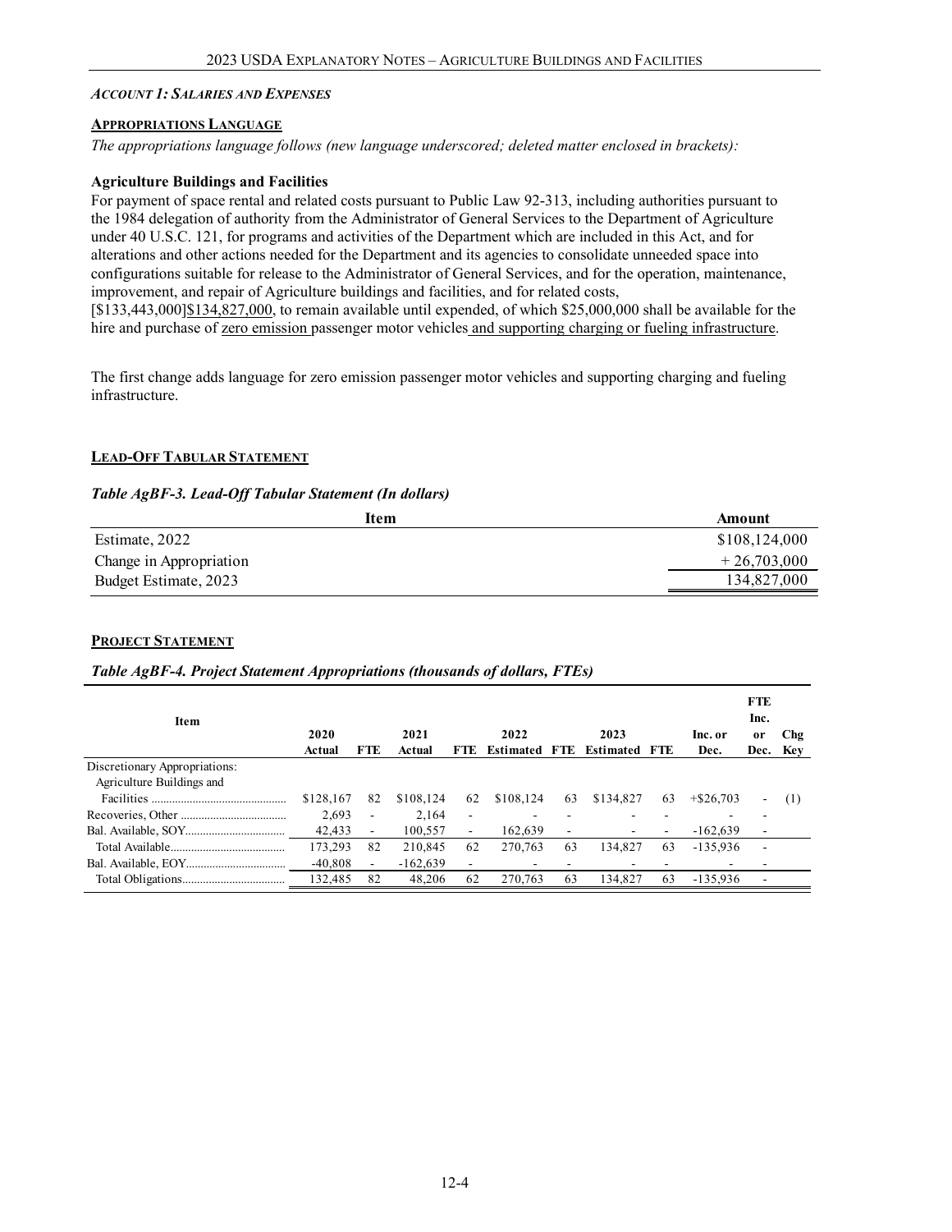*ACCOUNT 1: SALARIES AND EXPENSES*

**APPROPRIATIONS LANGUAGE**

*The appropriations language follows (new language underscored; deleted matter enclosed in brackets):*

**Agriculture Buildings and Facilities**

For payment of space rental and related costs pursuant to Public Law 92-313, including authorities pursuant to the 1984 delegation of authority from the Administrator of General Services to the Department of Agriculture under 40 U.S.C. 121, for programs and activities of the Department which are included in this Act, and for alterations and other actions needed for the Department and its agencies to consolidate unneeded space into configurations suitable for release to the Administrator of General Services, and for the operation, maintenance, improvement, and repair of Agriculture buildings and facilities, and for related costs, [$133,443,000]<u>$134,827,000</u>, to remain available until expended, of which $25,000,000 shall be available for the hire and purchase of <u>zero emission</u> passenger motor vehicles <u>and supporting charging or fueling infrastructure</u>.

The first change adds language for zero emission passenger motor vehicles and supporting charging and fueling infrastructure.

**LEAD-OFF TABULAR STATEMENT**

***Table AgBF-3. Lead-Off Tabular Statement (In dollars)***

| Item | Amount |
|---|---|
| Estimate, 2022 | $108,124,000 |
| Change in Appropriation | + 26,703,000 |
| Budget Estimate, 2023 | 134,827,000 |

**PROJECT STATEMENT**

***Table AgBF-4. Project Statement Appropriations (thousands of dollars, FTEs)***

| Item | 2020 Actual | FTE | 2021 Actual | FTE | 2022 Estimated | FTE | 2023 Estimated | FTE | Inc. or Dec. | FTE Inc. or Dec. | Chg Key |
|---|---|---|---|---|---|---|---|---|---|---|---|
| Discretionary Appropriations: | | | | | | | | | | | |
| Agriculture Buildings and Facilities | $128,167 | 82 | $108,124 | 62 | $108,124 | 63 | $134,827 | 63 | +$26,703 | - | (1) |
| Recoveries, Other | 2,693 | - | 2,164 | - | - | - | - | - | - | - | |
| Bal. Available, SOY | 42,433 | - | 100,557 | - | 162,639 | - | - | - | -162,639 | - | |
| Total Available | 173,293 | 82 | 210,845 | 62 | 270,763 | 63 | 134,827 | 63 | -135,936 | - | |
| Bal. Available, EOY | -40,808 | - | -162,639 | - | - | - | - | - | - | - | |
| Total Obligations | 132,485 | 82 | 48,206 | 62 | 270,763 | 63 | 134,827 | 63 | -135,936 | - | |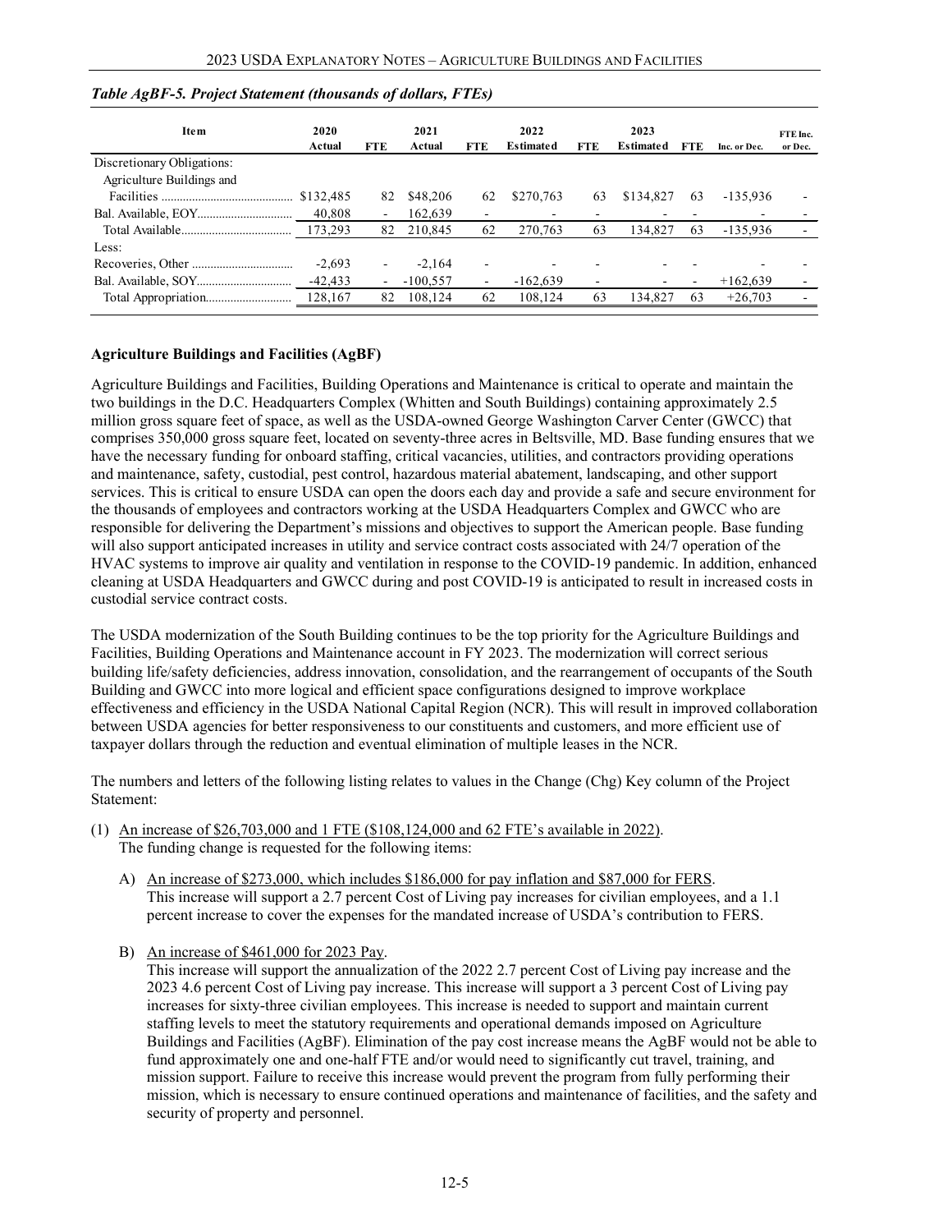*Table AgBF-5. Project Statement (thousands of dollars, FTEs)*

| Item | 2020 Actual | FTE | 2021 Actual | FTE | 2022 Estimated | FTE | 2023 Estimated | FTE | Inc. or Dec. | FTE Inc. or Dec. |
|---|---|---|---|---|---|---|---|---|---|---|
| Discretionary Obligations: | | | | | | | | | | |
| Agriculture Buildings and Facilities | $132,485 | 82 | $48,206 | 62 | $270,763 | 63 | $134,827 | 63 | -135,936 | - |
| Bal. Available, EOY | 40,808 | - | 162,639 | - | - | - | - | - | - | - |
| Total Available | 173,293 | 82 | 210,845 | 62 | 270,763 | 63 | 134,827 | 63 | -135,936 | - |
| Less: | | | | | | | | | | |
| Recoveries, Other | -2,693 | - | -2,164 | - | - | - | - | - | - | - |
| Bal. Available, SOY | -42,433 | - | -100,557 | - | -162,639 | - | - | - | +162,639 | - |
| Total Appropriation | 128,167 | 82 | 108,124 | 62 | 108,124 | 63 | 134,827 | 63 | +26,703 | - |

**Agriculture Buildings and Facilities (AgBF)**

Agriculture Buildings and Facilities, Building Operations and Maintenance is critical to operate and maintain the two buildings in the D.C. Headquarters Complex (Whitten and South Buildings) containing approximately 2.5 million gross square feet of space, as well as the USDA-owned George Washington Carver Center (GWCC) that comprises 350,000 gross square feet, located on seventy-three acres in Beltsville, MD. Base funding ensures that we have the necessary funding for onboard staffing, critical vacancies, utilities, and contractors providing operations and maintenance, safety, custodial, pest control, hazardous material abatement, landscaping, and other support services. This is critical to ensure USDA can open the doors each day and provide a safe and secure environment for the thousands of employees and contractors working at the USDA Headquarters Complex and GWCC who are responsible for delivering the Department's missions and objectives to support the American people. Base funding will also support anticipated increases in utility and service contract costs associated with 24/7 operation of the HVAC systems to improve air quality and ventilation in response to the COVID-19 pandemic. In addition, enhanced cleaning at USDA Headquarters and GWCC during and post COVID-19 is anticipated to result in increased costs in custodial service contract costs.

The USDA modernization of the South Building continues to be the top priority for the Agriculture Buildings and Facilities, Building Operations and Maintenance account in FY 2023. The modernization will correct serious building life/safety deficiencies, address innovation, consolidation, and the rearrangement of occupants of the South Building and GWCC into more logical and efficient space configurations designed to improve workplace effectiveness and efficiency in the USDA National Capital Region (NCR). This will result in improved collaboration between USDA agencies for better responsiveness to our constituents and customers, and more efficient use of taxpayer dollars through the reduction and eventual elimination of multiple leases in the NCR.

The numbers and letters of the following listing relates to values in the Change (Chg) Key column of the Project Statement:

(1) An increase of $26,703,000 and 1 FTE ($108,124,000 and 62 FTE's available in 2022).
The funding change is requested for the following items:

  A) An increase of $273,000, which includes $186,000 for pay inflation and $87,000 for FERS.
  This increase will support a 2.7 percent Cost of Living pay increases for civilian employees, and a 1.1 percent increase to cover the expenses for the mandated increase of USDA's contribution to FERS.

  B) An increase of $461,000 for 2023 Pay.
  This increase will support the annualization of the 2022 2.7 percent Cost of Living pay increase and the 2023 4.6 percent Cost of Living pay increase. This increase will support a 3 percent Cost of Living pay increases for sixty-three civilian employees. This increase is needed to support and maintain current staffing levels to meet the statutory requirements and operational demands imposed on Agriculture Buildings and Facilities (AgBF). Elimination of the pay cost increase means the AgBF would not be able to fund approximately one and one-half FTE and/or would need to significantly cut travel, training, and mission support. Failure to receive this increase would prevent the program from fully performing their mission, which is necessary to ensure continued operations and maintenance of facilities, and the safety and security of property and personnel.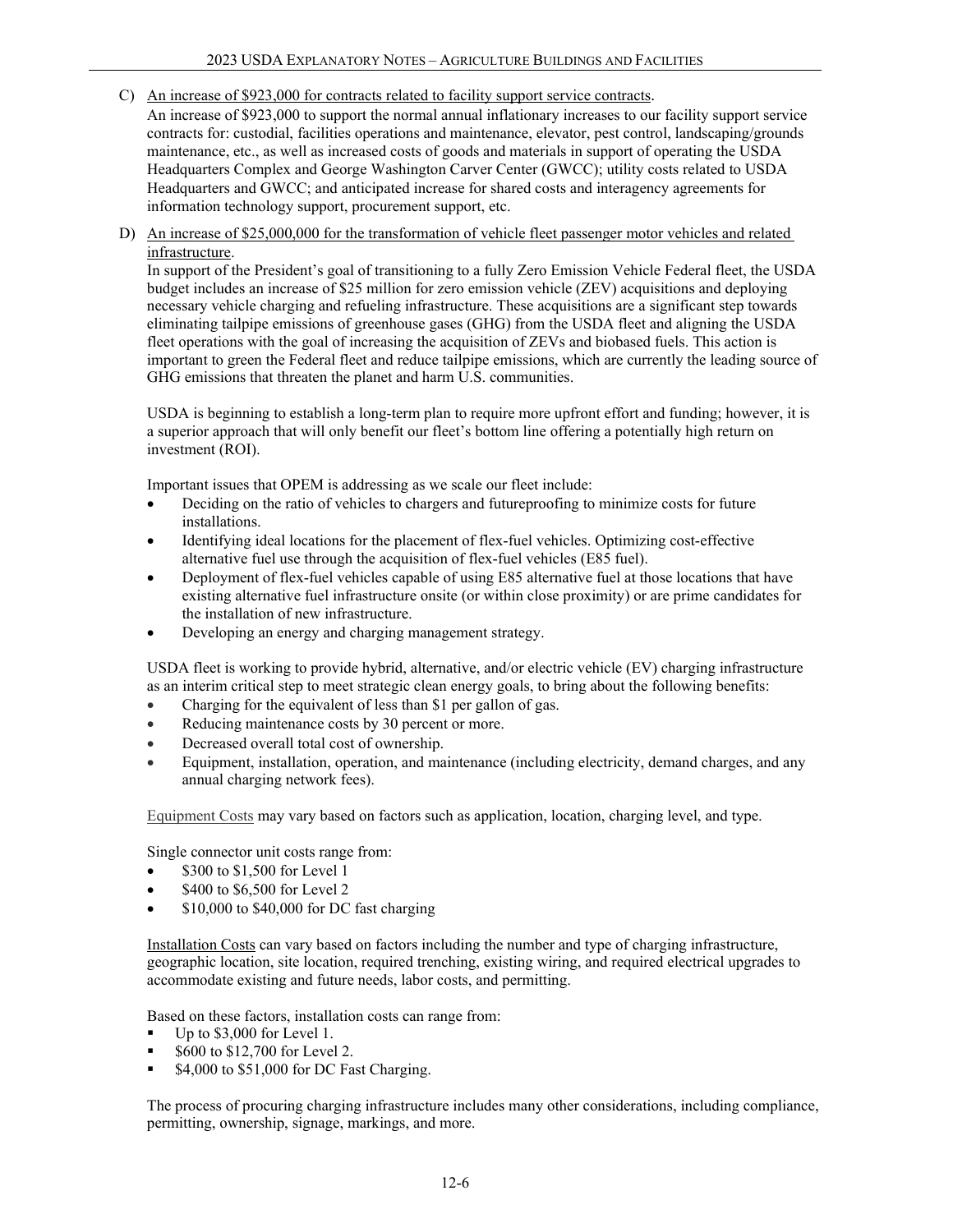C) <u>An increase of $923,000 for contracts related to facility support service contracts</u>.

An increase of $923,000 to support the normal annual inflationary increases to our facility support service contracts for: custodial, facilities operations and maintenance, elevator, pest control, landscaping/grounds maintenance, etc., as well as increased costs of goods and materials in support of operating the USDA Headquarters Complex and George Washington Carver Center (GWCC); utility costs related to USDA Headquarters and GWCC; and anticipated increase for shared costs and interagency agreements for information technology support, procurement support, etc.

D) <u>An increase of $25,000,000 for the transformation of vehicle fleet passenger motor vehicles and related infrastructure</u>.

In support of the President's goal of transitioning to a fully Zero Emission Vehicle Federal fleet, the USDA budget includes an increase of $25 million for zero emission vehicle (ZEV) acquisitions and deploying necessary vehicle charging and refueling infrastructure. These acquisitions are a significant step towards eliminating tailpipe emissions of greenhouse gases (GHG) from the USDA fleet and aligning the USDA fleet operations with the goal of increasing the acquisition of ZEVs and biobased fuels. This action is important to green the Federal fleet and reduce tailpipe emissions, which are currently the leading source of GHG emissions that threaten the planet and harm U.S. communities.

USDA is beginning to establish a long-term plan to require more upfront effort and funding; however, it is a superior approach that will only benefit our fleet's bottom line offering a potentially high return on investment (ROI).

Important issues that OPEM is addressing as we scale our fleet include:

- Deciding on the ratio of vehicles to chargers and futureproofing to minimize costs for future installations.
- Identifying ideal locations for the placement of flex-fuel vehicles. Optimizing cost-effective alternative fuel use through the acquisition of flex-fuel vehicles (E85 fuel).
- Deployment of flex-fuel vehicles capable of using E85 alternative fuel at those locations that have existing alternative fuel infrastructure onsite (or within close proximity) or are prime candidates for the installation of new infrastructure.
- Developing an energy and charging management strategy.

USDA fleet is working to provide hybrid, alternative, and/or electric vehicle (EV) charging infrastructure as an interim critical step to meet strategic clean energy goals, to bring about the following benefits:

- Charging for the equivalent of less than $1 per gallon of gas.
- Reducing maintenance costs by 30 percent or more.
- Decreased overall total cost of ownership.
- Equipment, installation, operation, and maintenance (including electricity, demand charges, and any annual charging network fees).

<u>Equipment Costs</u> may vary based on factors such as application, location, charging level, and type.

Single connector unit costs range from:

- $300 to $1,500 for Level 1
- $400 to $6,500 for Level 2
- $10,000 to $40,000 for DC fast charging

<u>Installation Costs</u> can vary based on factors including the number and type of charging infrastructure, geographic location, site location, required trenching, existing wiring, and required electrical upgrades to accommodate existing and future needs, labor costs, and permitting.

Based on these factors, installation costs can range from:

- Up to $3,000 for Level 1.
- $600 to $12,700 for Level 2.
- $4,000 to $51,000 for DC Fast Charging.

The process of procuring charging infrastructure includes many other considerations, including compliance, permitting, ownership, signage, markings, and more.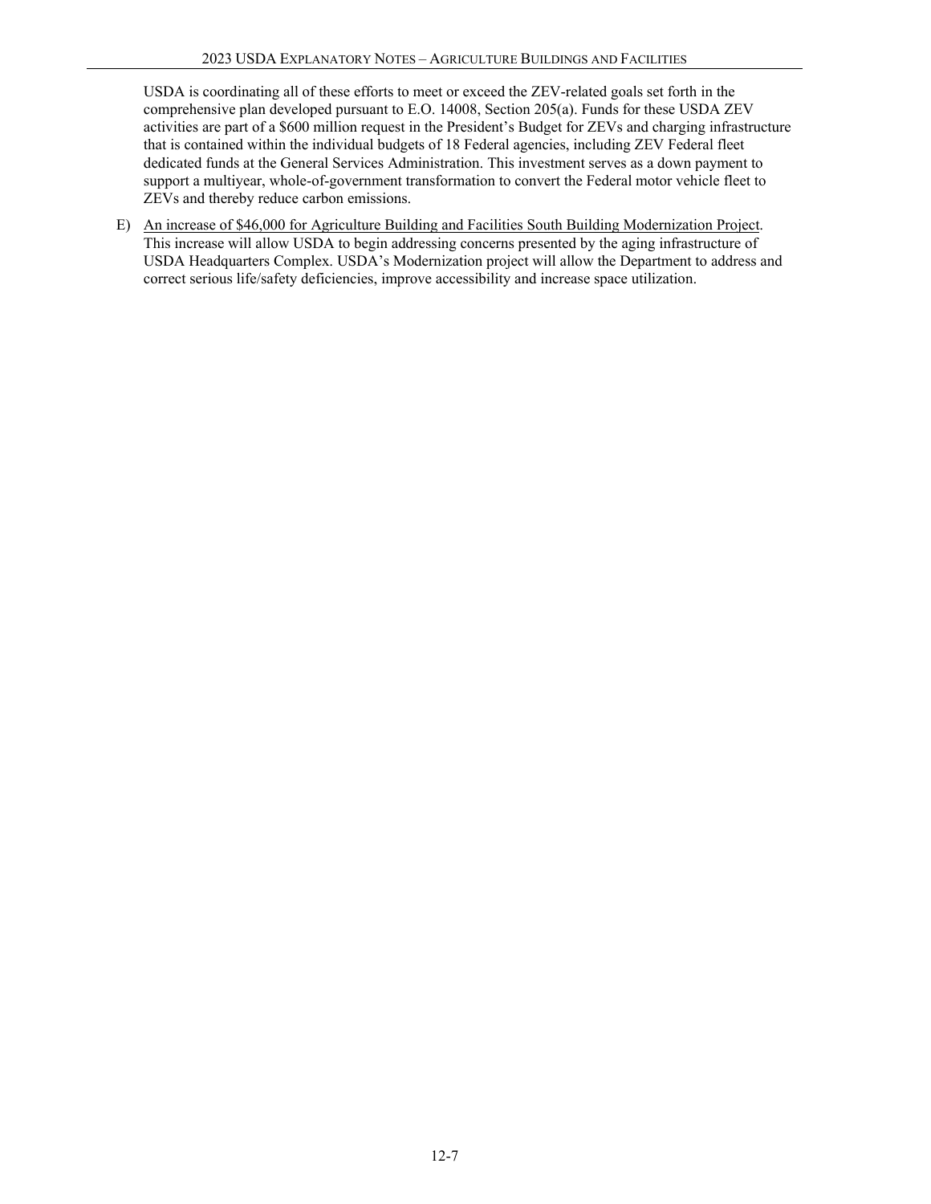USDA is coordinating all of these efforts to meet or exceed the ZEV-related goals set forth in the comprehensive plan developed pursuant to E.O. 14008, Section 205(a). Funds for these USDA ZEV activities are part of a $600 million request in the President's Budget for ZEVs and charging infrastructure that is contained within the individual budgets of 18 Federal agencies, including ZEV Federal fleet dedicated funds at the General Services Administration. This investment serves as a down payment to support a multiyear, whole-of-government transformation to convert the Federal motor vehicle fleet to ZEVs and thereby reduce carbon emissions.

E) An increase of $46,000 for Agriculture Building and Facilities South Building Modernization Project. This increase will allow USDA to begin addressing concerns presented by the aging infrastructure of USDA Headquarters Complex. USDA's Modernization project will allow the Department to address and correct serious life/safety deficiencies, improve accessibility and increase space utilization.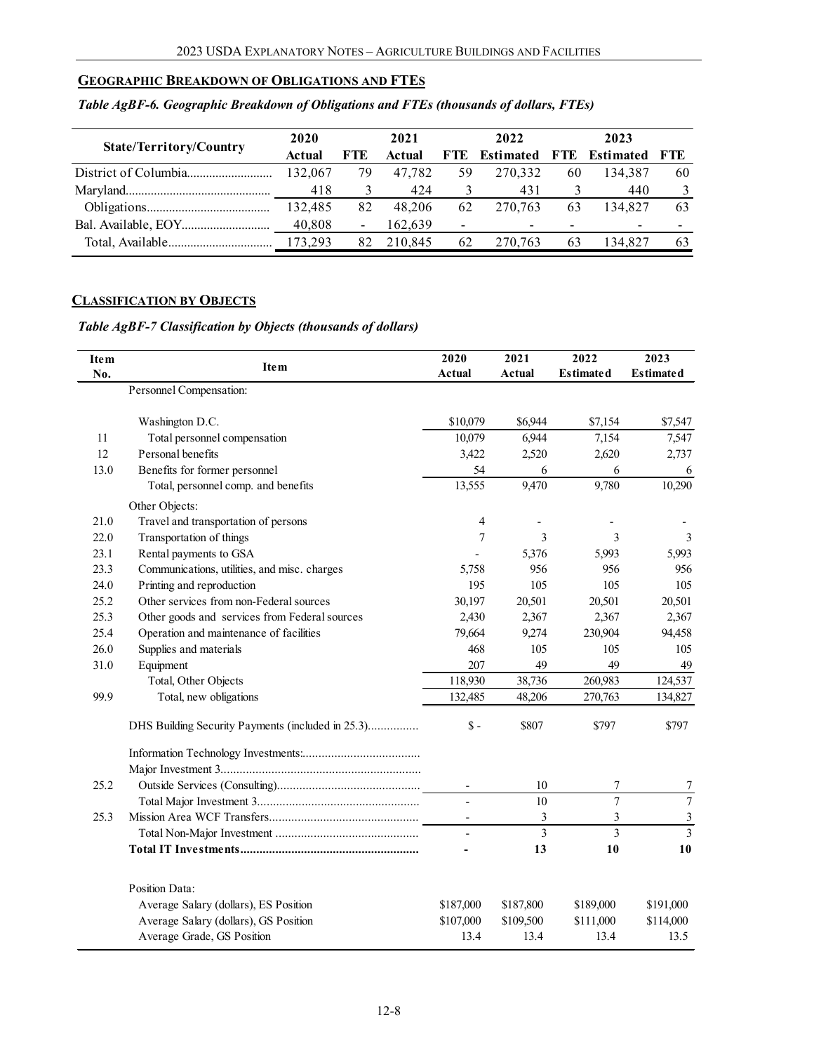## GEOGRAPHIC BREAKDOWN OF OBLIGATIONS AND FTES

*Table AgBF-6. Geographic Breakdown of Obligations and FTEs (thousands of dollars, FTEs)*

| State/Territory/Country | 2020 Actual | FTE | 2021 Actual | FTE | 2022 Estimated | FTE | 2023 Estimated | FTE |
|---|---|---|---|---|---|---|---|---|
| District of Columbia | 132,067 | 79 | 47,782 | 59 | 270,332 | 60 | 134,387 | 60 |
| Maryland | 418 | 3 | 424 | 3 | 431 | 3 | 440 | 3 |
| Obligations | 132,485 | 82 | 48,206 | 62 | 270,763 | 63 | 134,827 | 63 |
| Bal. Available, EOY | 40,808 | - | 162,639 | - | - | - | - | - |
| Total, Available | 173,293 | 82 | 210,845 | 62 | 270,763 | 63 | 134,827 | 63 |

## CLASSIFICATION BY OBJECTS

*Table AgBF-7 Classification by Objects (thousands of dollars)*

| Item No. | Item | 2020 Actual | 2021 Actual | 2022 Estimated | 2023 Estimated |
|---|---|---|---|---|---|
| | Personnel Compensation: | | | | |
| | Washington D.C. | $10,079 | $6,944 | $7,154 | $7,547 |
| 11 | Total personnel compensation | 10,079 | 6,944 | 7,154 | 7,547 |
| 12 | Personal benefits | 3,422 | 2,520 | 2,620 | 2,737 |
| 13.0 | Benefits for former personnel | 54 | 6 | 6 | 6 |
| | Total, personnel comp. and benefits | 13,555 | 9,470 | 9,780 | 10,290 |
| | Other Objects: | | | | |
| 21.0 | Travel and transportation of persons | 4 | - | - | - |
| 22.0 | Transportation of things | 7 | 3 | 3 | 3 |
| 23.1 | Rental payments to GSA | - | 5,376 | 5,993 | 5,993 |
| 23.3 | Communications, utilities, and misc. charges | 5,758 | 956 | 956 | 956 |
| 24.0 | Printing and reproduction | 195 | 105 | 105 | 105 |
| 25.2 | Other services from non-Federal sources | 30,197 | 20,501 | 20,501 | 20,501 |
| 25.3 | Other goods and services from Federal sources | 2,430 | 2,367 | 2,367 | 2,367 |
| 25.4 | Operation and maintenance of facilities | 79,664 | 9,274 | 230,904 | 94,458 |
| 26.0 | Supplies and materials | 468 | 105 | 105 | 105 |
| 31.0 | Equipment | 207 | 49 | 49 | 49 |
| | Total, Other Objects | 118,930 | 38,736 | 260,983 | 124,537 |
| 99.9 | Total, new obligations | 132,485 | 48,206 | 270,763 | 134,827 |
| | DHS Building Security Payments (included in 25.3) | $ - | $807 | $797 | $797 |
| | Information Technology Investments: | | | | |
| | Major Investment 3 | | | | |
| 25.2 | Outside Services (Consulting) | - | 10 | 7 | 7 |
| | Total Major Investment 3 | - | 10 | 7 | 7 |
| 25.3 | Mission Area WCF Transfers | - | 3 | 3 | 3 |
| | Total Non-Major Investment | - | 3 | 3 | 3 |
| | **Total IT Investments** | **-** | **13** | **10** | **10** |
| | Position Data: | | | | |
| | Average Salary (dollars), ES Position | $187,000 | $187,800 | $189,000 | $191,000 |
| | Average Salary (dollars), GS Position | $107,000 | $109,500 | $111,000 | $114,000 |
| | Average Grade, GS Position | 13.4 | 13.4 | 13.4 | 13.5 |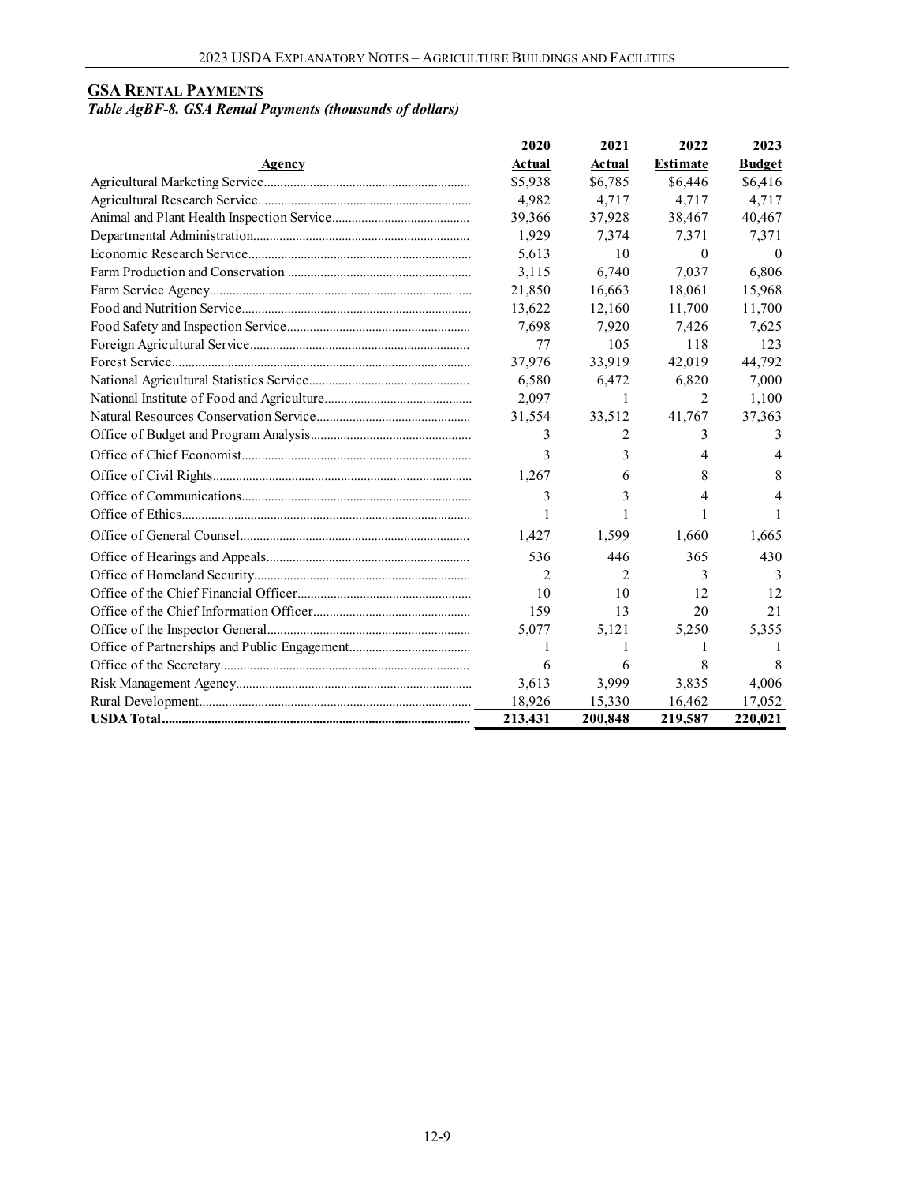## GSA RENTAL PAYMENTS

*Table AgBF-8. GSA Rental Payments (thousands of dollars)*

| Agency | 2020 Actual | 2021 Actual | 2022 Estimate | 2023 Budget |
|---|---|---|---|---|
| Agricultural Marketing Service | $5,938 | $6,785 | $6,446 | $6,416 |
| Agricultural Research Service | 4,982 | 4,717 | 4,717 | 4,717 |
| Animal and Plant Health Inspection Service | 39,366 | 37,928 | 38,467 | 40,467 |
| Departmental Administration | 1,929 | 7,374 | 7,371 | 7,371 |
| Economic Research Service | 5,613 | 10 | 0 | 0 |
| Farm Production and Conservation | 3,115 | 6,740 | 7,037 | 6,806 |
| Farm Service Agency | 21,850 | 16,663 | 18,061 | 15,968 |
| Food and Nutrition Service | 13,622 | 12,160 | 11,700 | 11,700 |
| Food Safety and Inspection Service | 7,698 | 7,920 | 7,426 | 7,625 |
| Foreign Agricultural Service | 77 | 105 | 118 | 123 |
| Forest Service | 37,976 | 33,919 | 42,019 | 44,792 |
| National Agricultural Statistics Service | 6,580 | 6,472 | 6,820 | 7,000 |
| National Institute of Food and Agriculture | 2,097 | 1 | 2 | 1,100 |
| Natural Resources Conservation Service | 31,554 | 33,512 | 41,767 | 37,363 |
| Office of Budget and Program Analysis | 3 | 2 | 3 | 3 |
| Office of Chief Economist | 3 | 3 | 4 | 4 |
| Office of Civil Rights | 1,267 | 6 | 8 | 8 |
| Office of Communications | 3 | 3 | 4 | 4 |
| Office of Ethics | 1 | 1 | 1 | 1 |
| Office of General Counsel | 1,427 | 1,599 | 1,660 | 1,665 |
| Office of Hearings and Appeals | 536 | 446 | 365 | 430 |
| Office of Homeland Security | 2 | 2 | 3 | 3 |
| Office of the Chief Financial Officer | 10 | 10 | 12 | 12 |
| Office of the Chief Information Officer | 159 | 13 | 20 | 21 |
| Office of the Inspector General | 5,077 | 5,121 | 5,250 | 5,355 |
| Office of Partnerships and Public Engagement | 1 | 1 | 1 | 1 |
| Office of the Secretary | 6 | 6 | 8 | 8 |
| Risk Management Agency | 3,613 | 3,999 | 3,835 | 4,006 |
| Rural Development | 18,926 | 15,330 | 16,462 | 17,052 |
| **USDA Total** | **213,431** | **200,848** | **219,587** | **220,021** |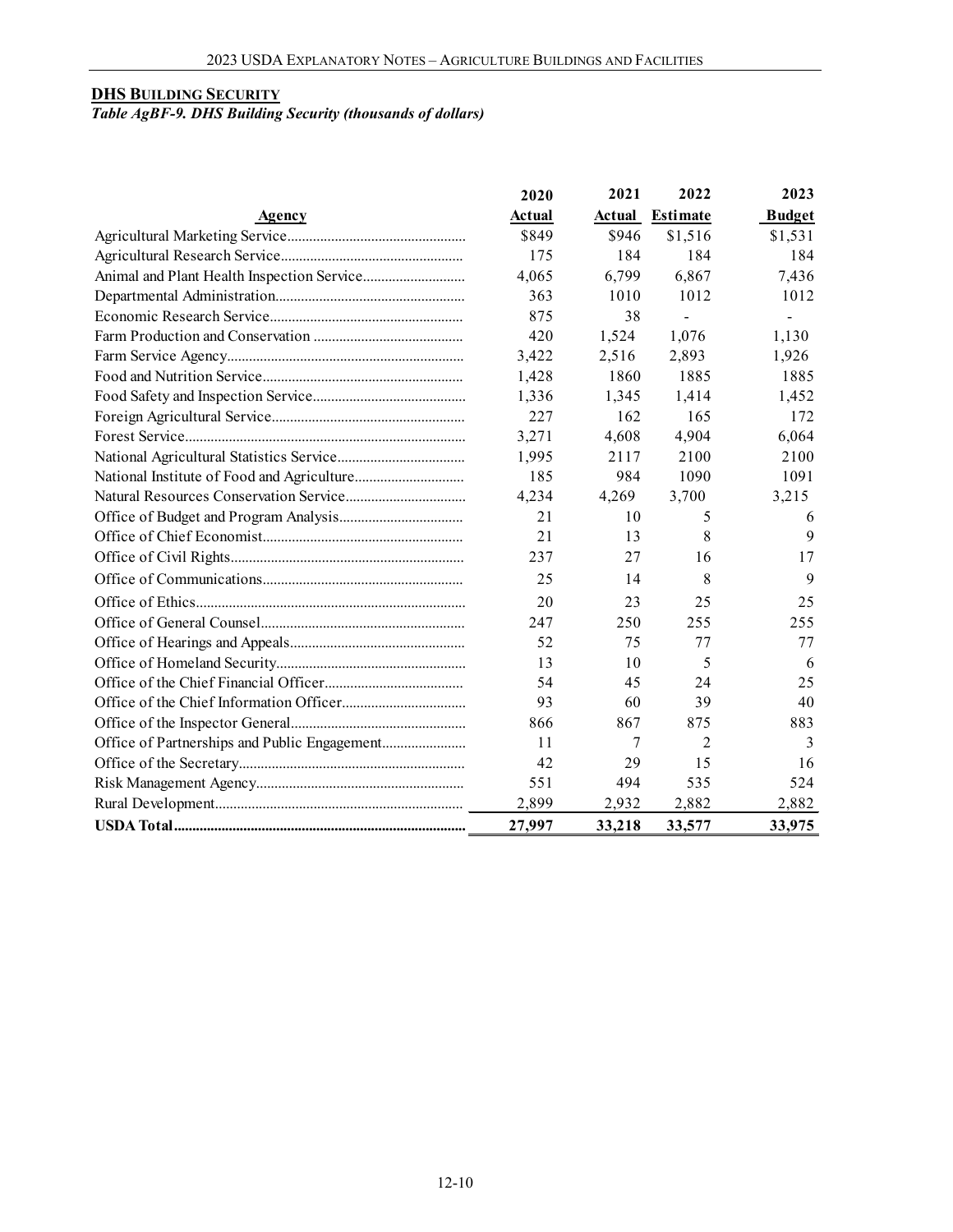## DHS BUILDING SECURITY

*Table AgBF-9. DHS Building Security (thousands of dollars)*

| Agency | 2020 Actual | 2021 Actual | 2022 Estimate | 2023 Budget |
|---|---|---|---|---|
| Agricultural Marketing Service | $849 | $946 | $1,516 | $1,531 |
| Agricultural Research Service | 175 | 184 | 184 | 184 |
| Animal and Plant Health Inspection Service | 4,065 | 6,799 | 6,867 | 7,436 |
| Departmental Administration | 363 | 1010 | 1012 | 1012 |
| Economic Research Service | 875 | 38 | - | - |
| Farm Production and Conservation | 420 | 1,524 | 1,076 | 1,130 |
| Farm Service Agency | 3,422 | 2,516 | 2,893 | 1,926 |
| Food and Nutrition Service | 1,428 | 1860 | 1885 | 1885 |
| Food Safety and Inspection Service | 1,336 | 1,345 | 1,414 | 1,452 |
| Foreign Agricultural Service | 227 | 162 | 165 | 172 |
| Forest Service | 3,271 | 4,608 | 4,904 | 6,064 |
| National Agricultural Statistics Service | 1,995 | 2117 | 2100 | 2100 |
| National Institute of Food and Agriculture | 185 | 984 | 1090 | 1091 |
| Natural Resources Conservation Service | 4,234 | 4,269 | 3,700 | 3,215 |
| Office of Budget and Program Analysis | 21 | 10 | 5 | 6 |
| Office of Chief Economist | 21 | 13 | 8 | 9 |
| Office of Civil Rights | 237 | 27 | 16 | 17 |
| Office of Communications | 25 | 14 | 8 | 9 |
| Office of Ethics | 20 | 23 | 25 | 25 |
| Office of General Counsel | 247 | 250 | 255 | 255 |
| Office of Hearings and Appeals | 52 | 75 | 77 | 77 |
| Office of Homeland Security | 13 | 10 | 5 | 6 |
| Office of the Chief Financial Officer | 54 | 45 | 24 | 25 |
| Office of the Chief Information Officer | 93 | 60 | 39 | 40 |
| Office of the Inspector General | 866 | 867 | 875 | 883 |
| Office of Partnerships and Public Engagement | 11 | 7 | 2 | 3 |
| Office of the Secretary | 42 | 29 | 15 | 16 |
| Risk Management Agency | 551 | 494 | 535 | 524 |
| Rural Development | 2,899 | 2,932 | 2,882 | 2,882 |
| **USDA Total** | **27,997** | **33,218** | **33,577** | **33,975** |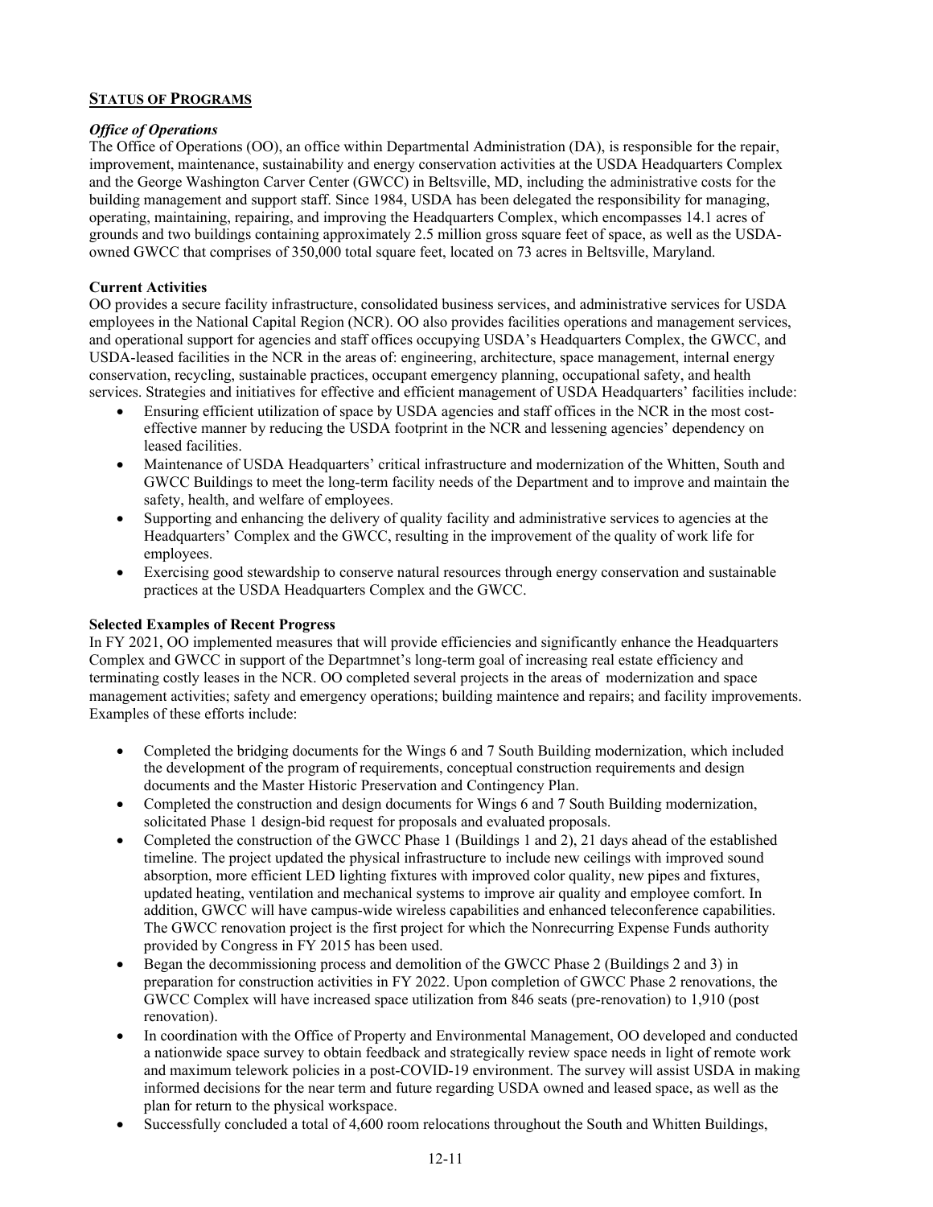## STATUS OF PROGRAMS

### *Office of Operations*

The Office of Operations (OO), an office within Departmental Administration (DA), is responsible for the repair, improvement, maintenance, sustainability and energy conservation activities at the USDA Headquarters Complex and the George Washington Carver Center (GWCC) in Beltsville, MD, including the administrative costs for the building management and support staff. Since 1984, USDA has been delegated the responsibility for managing, operating, maintaining, repairing, and improving the Headquarters Complex, which encompasses 14.1 acres of grounds and two buildings containing approximately 2.5 million gross square feet of space, as well as the USDA-owned GWCC that comprises of 350,000 total square feet, located on 73 acres in Beltsville, Maryland.

**Current Activities**

OO provides a secure facility infrastructure, consolidated business services, and administrative services for USDA employees in the National Capital Region (NCR). OO also provides facilities operations and management services, and operational support for agencies and staff offices occupying USDA's Headquarters Complex, the GWCC, and USDA-leased facilities in the NCR in the areas of: engineering, architecture, space management, internal energy conservation, recycling, sustainable practices, occupant emergency planning, occupational safety, and health services. Strategies and initiatives for effective and efficient management of USDA Headquarters' facilities include:

- Ensuring efficient utilization of space by USDA agencies and staff offices in the NCR in the most cost-effective manner by reducing the USDA footprint in the NCR and lessening agencies' dependency on leased facilities.
- Maintenance of USDA Headquarters' critical infrastructure and modernization of the Whitten, South and GWCC Buildings to meet the long-term facility needs of the Department and to improve and maintain the safety, health, and welfare of employees.
- Supporting and enhancing the delivery of quality facility and administrative services to agencies at the Headquarters' Complex and the GWCC, resulting in the improvement of the quality of work life for employees.
- Exercising good stewardship to conserve natural resources through energy conservation and sustainable practices at the USDA Headquarters Complex and the GWCC.

**Selected Examples of Recent Progress**

In FY 2021, OO implemented measures that will provide efficiencies and significantly enhance the Headquarters Complex and GWCC in support of the Departmnet's long-term goal of increasing real estate efficiency and terminating costly leases in the NCR. OO completed several projects in the areas of modernization and space management activities; safety and emergency operations; building maintence and repairs; and facility improvements. Examples of these efforts include:

- Completed the bridging documents for the Wings 6 and 7 South Building modernization, which included the development of the program of requirements, conceptual construction requirements and design documents and the Master Historic Preservation and Contingency Plan.
- Completed the construction and design documents for Wings 6 and 7 South Building modernization, solicitated Phase 1 design-bid request for proposals and evaluated proposals.
- Completed the construction of the GWCC Phase 1 (Buildings 1 and 2), 21 days ahead of the established timeline. The project updated the physical infrastructure to include new ceilings with improved sound absorption, more efficient LED lighting fixtures with improved color quality, new pipes and fixtures, updated heating, ventilation and mechanical systems to improve air quality and employee comfort. In addition, GWCC will have campus-wide wireless capabilities and enhanced teleconference capabilities. The GWCC renovation project is the first project for which the Nonrecurring Expense Funds authority provided by Congress in FY 2015 has been used.
- Began the decommissioning process and demolition of the GWCC Phase 2 (Buildings 2 and 3) in preparation for construction activities in FY 2022. Upon completion of GWCC Phase 2 renovations, the GWCC Complex will have increased space utilization from 846 seats (pre-renovation) to 1,910 (post renovation).
- In coordination with the Office of Property and Environmental Management, OO developed and conducted a nationwide space survey to obtain feedback and strategically review space needs in light of remote work and maximum telework policies in a post-COVID-19 environment. The survey will assist USDA in making informed decisions for the near term and future regarding USDA owned and leased space, as well as the plan for return to the physical workspace.
- Successfully concluded a total of 4,600 room relocations throughout the South and Whitten Buildings,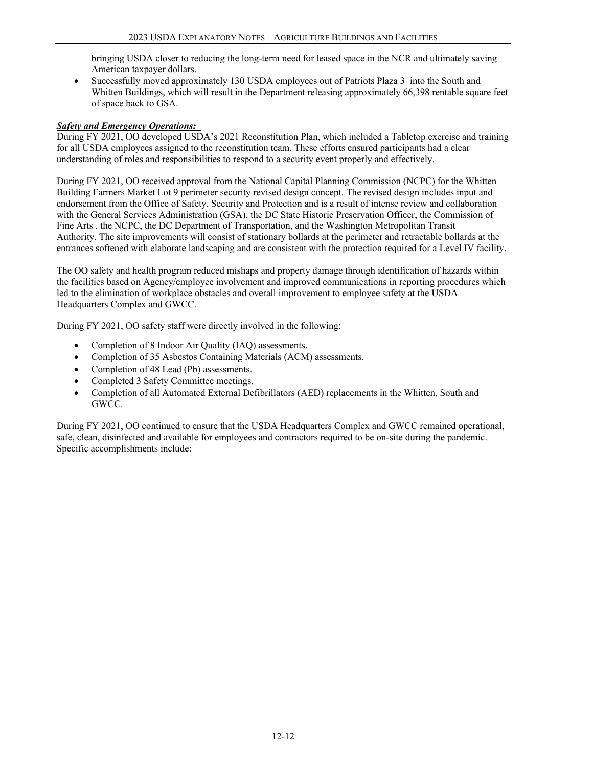bringing USDA closer to reducing the long-term need for leased space in the NCR and ultimately saving American taxpayer dollars.

- Successfully moved approximately 130 USDA employees out of Patriots Plaza 3 into the South and Whitten Buildings, which will result in the Department releasing approximately 66,398 rentable square feet of space back to GSA.

***Safety and Emergency Operations:***

During FY 2021, OO developed USDA's 2021 Reconstitution Plan, which included a Tabletop exercise and training for all USDA employees assigned to the reconstitution team. These efforts ensured participants had a clear understanding of roles and responsibilities to respond to a security event properly and effectively.

During FY 2021, OO received approval from the National Capital Planning Commission (NCPC) for the Whitten Building Farmers Market Lot 9 perimeter security revised design concept. The revised design includes input and endorsement from the Office of Safety, Security and Protection and is a result of intense review and collaboration with the General Services Administration (GSA), the DC State Historic Preservation Officer, the Commission of Fine Arts , the NCPC, the DC Department of Transportation, and the Washington Metropolitan Transit Authority. The site improvements will consist of stationary bollards at the perimeter and retractable bollards at the entrances softened with elaborate landscaping and are consistent with the protection required for a Level IV facility.

The OO safety and health program reduced mishaps and property damage through identification of hazards within the facilities based on Agency/employee involvement and improved communications in reporting procedures which led to the elimination of workplace obstacles and overall improvement to employee safety at the USDA Headquarters Complex and GWCC.

During FY 2021, OO safety staff were directly involved in the following:

- Completion of 8 Indoor Air Quality (IAQ) assessments.
- Completion of 35 Asbestos Containing Materials (ACM) assessments.
- Completion of 48 Lead (Pb) assessments.
- Completed 3 Safety Committee meetings.
- Completion of all Automated External Defibrillators (AED) replacements in the Whitten, South and GWCC.

During FY 2021, OO continued to ensure that the USDA Headquarters Complex and GWCC remained operational, safe, clean, disinfected and available for employees and contractors required to be on-site during the pandemic. Specific accomplishments include: